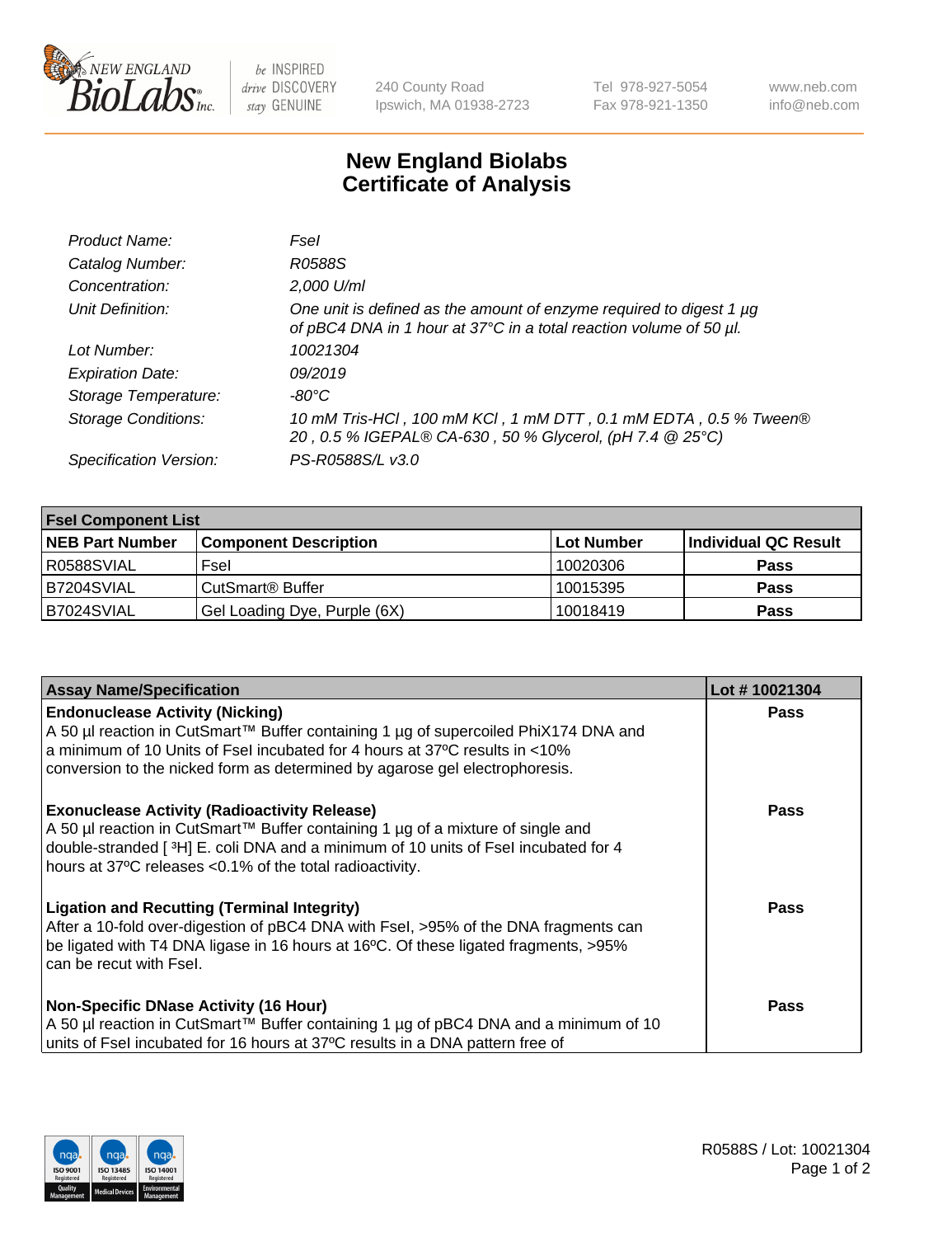New England BioLabs Inc. — be INSPIRED drive DISCOVERY stay GENUINE

240 County Road
Ipswich, MA 01938-2723

Tel 978-927-5054
Fax 978-921-1350

www.neb.com
info@neb.com

# New England Biolabs Certificate of Analysis

| | |
|---|---|
| *Product Name:* | *FseI* |
| *Catalog Number:* | *R0588S* |
| *Concentration:* | *2,000 U/ml* |
| *Unit Definition:* | *One unit is defined as the amount of enzyme required to digest 1 µg of pBC4 DNA in 1 hour at 37°C in a total reaction volume of 50 µl.* |
| *Lot Number:* | *10021304* |
| *Expiration Date:* | *09/2019* |
| *Storage Temperature:* | *-80°C* |
| *Storage Conditions:* | *10 mM Tris-HCl , 100 mM KCl , 1 mM DTT , 0.1 mM EDTA , 0.5 % Tween® 20 , 0.5 % IGEPAL® CA-630 , 50 % Glycerol, (pH 7.4 @ 25°C)* |
| *Specification Version:* | *PS-R0588S/L v3.0* |

| **FseI Component List** | | | |
|---|---|---|---|
| **NEB Part Number** | **Component Description** | **Lot Number** | **Individual QC Result** |
| R0588SVIAL | FseI | 10020306 | **Pass** |
| B7204SVIAL | CutSmart® Buffer | 10015395 | **Pass** |
| B7024SVIAL | Gel Loading Dye, Purple (6X) | 10018419 | **Pass** |

| **Assay Name/Specification** | **Lot # 10021304** |
|---|---|
| **Endonuclease Activity (Nicking)** A 50 µl reaction in CutSmart™ Buffer containing 1 µg of supercoiled PhiX174 DNA and a minimum of 10 Units of FseI incubated for 4 hours at 37ºC results in <10% conversion to the nicked form as determined by agarose gel electrophoresis. | **Pass** |
| **Exonuclease Activity (Radioactivity Release)** A 50 µl reaction in CutSmart™ Buffer containing 1 µg of a mixture of single and double-stranded [ $^{3}$H] E. coli DNA and a minimum of 10 units of FseI incubated for 4 hours at 37ºC releases <0.1% of the total radioactivity. | **Pass** |
| **Ligation and Recutting (Terminal Integrity)** After a 10-fold over-digestion of pBC4 DNA with FseI, >95% of the DNA fragments can be ligated with T4 DNA ligase in 16 hours at 16ºC. Of these ligated fragments, >95% can be recut with FseI. | **Pass** |
| **Non-Specific DNase Activity (16 Hour)** A 50 µl reaction in CutSmart™ Buffer containing 1 µg of pBC4 DNA and a minimum of 10 units of FseI incubated for 16 hours at 37ºC results in a DNA pattern free of | **Pass** |

R0588S / Lot: 10021304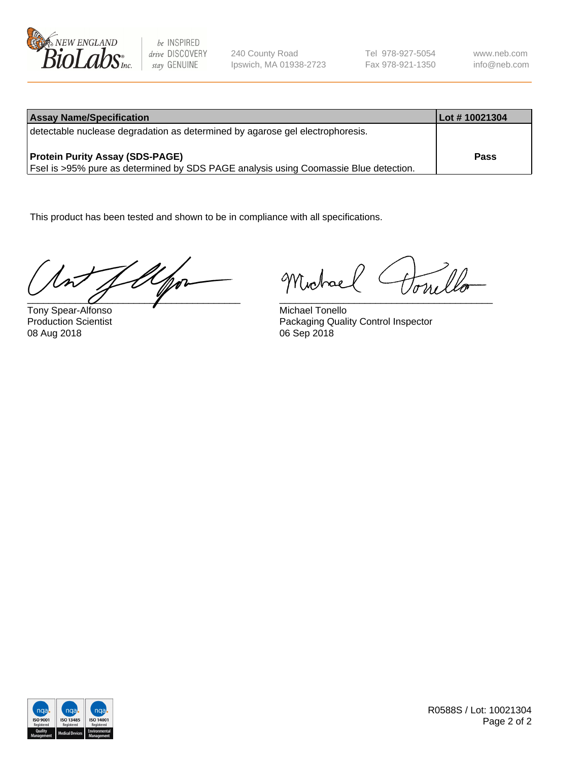| Assay Name/Specification | Lot # 10021304 |
|---|---|
| detectable nuclease degradation as determined by agarose gel electrophoresis. | |
| **Protein Purity Assay (SDS-PAGE)**<br>FseI is >95% pure as determined by SDS PAGE analysis using Coomassie Blue detection. | **Pass** |

This product has been tested and shown to be in compliance with all specifications.

Tony Spear-Alfonso
Production Scientist
08 Aug 2018

Michael Tonello
Packaging Quality Control Inspector
06 Sep 2018

R0588S / Lot: 10021304